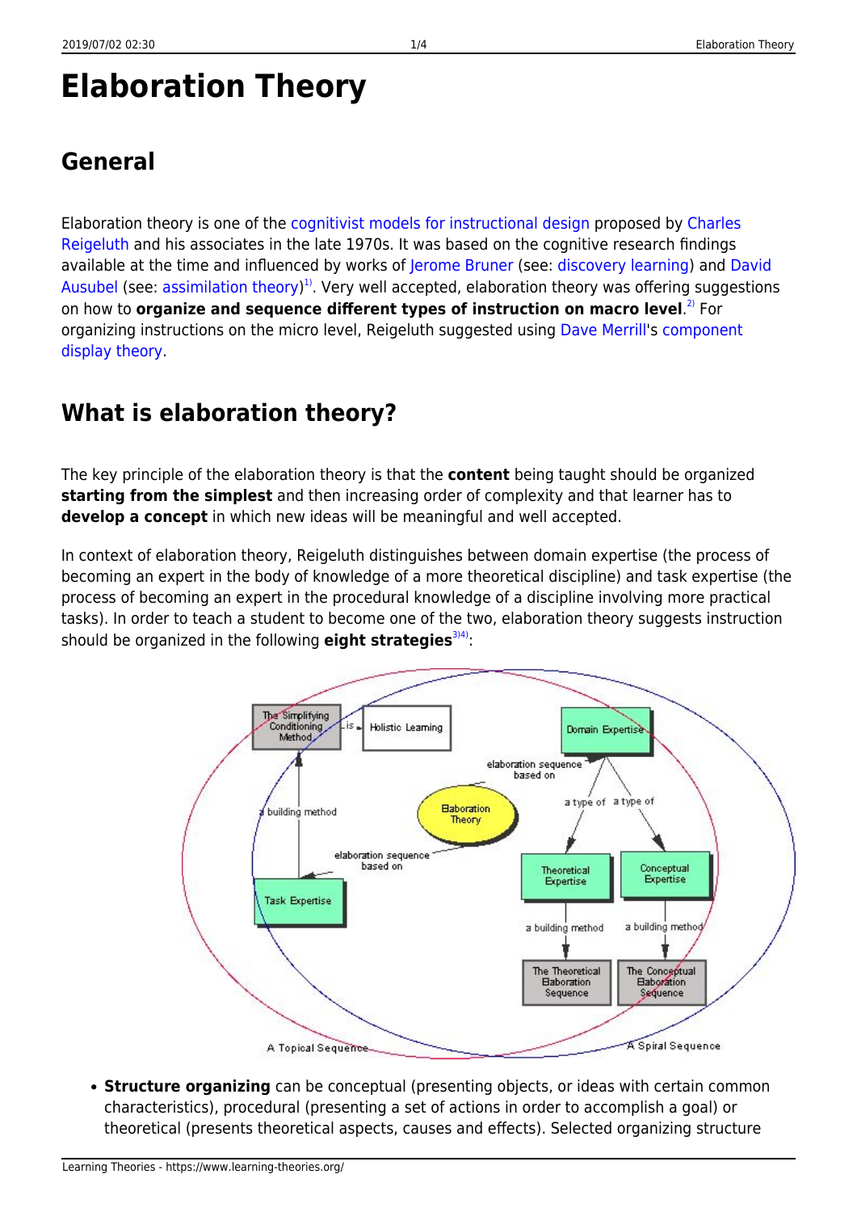# Elaboration Theory

## General

Elaboration theory is one of the cognitivist models for instructional design proposed by Charles Reigeluth and his associates in the late 1970s. It was based on the cognitive research findings available at the time and influenced by works of Jerome Bruner (see: discovery learning) and David Ausubel (see: assimilation theory)[1]. Very well accepted, elaboration theory was offering suggestions on how to **organize and sequence different types of instruction on macro level**.[2] For organizing instructions on the micro level, Reigeluth suggested using Dave Merrill's component display theory.

## What is elaboration theory?

The key principle of the elaboration theory is that the **content** being taught should be organized **starting from the simplest** and then increasing order of complexity and that learner has to **develop a concept** in which new ideas will be meaningful and well accepted.

In context of elaboration theory, Reigeluth distinguishes between domain expertise (the process of becoming an expert in the body of knowledge of a more theoretical discipline) and task expertise (the process of becoming an expert in the procedural knowledge of a discipline involving more practical tasks). In order to teach a student to become one of the two, elaboration theory suggests instruction should be organized in the following **eight strategies**[3][4]:

- **Structure organizing** can be conceptual (presenting objects, or ideas with certain common characteristics), procedural (presenting a set of actions in order to accomplish a goal) or theoretical (presents theoretical aspects, causes and effects). Selected organizing structure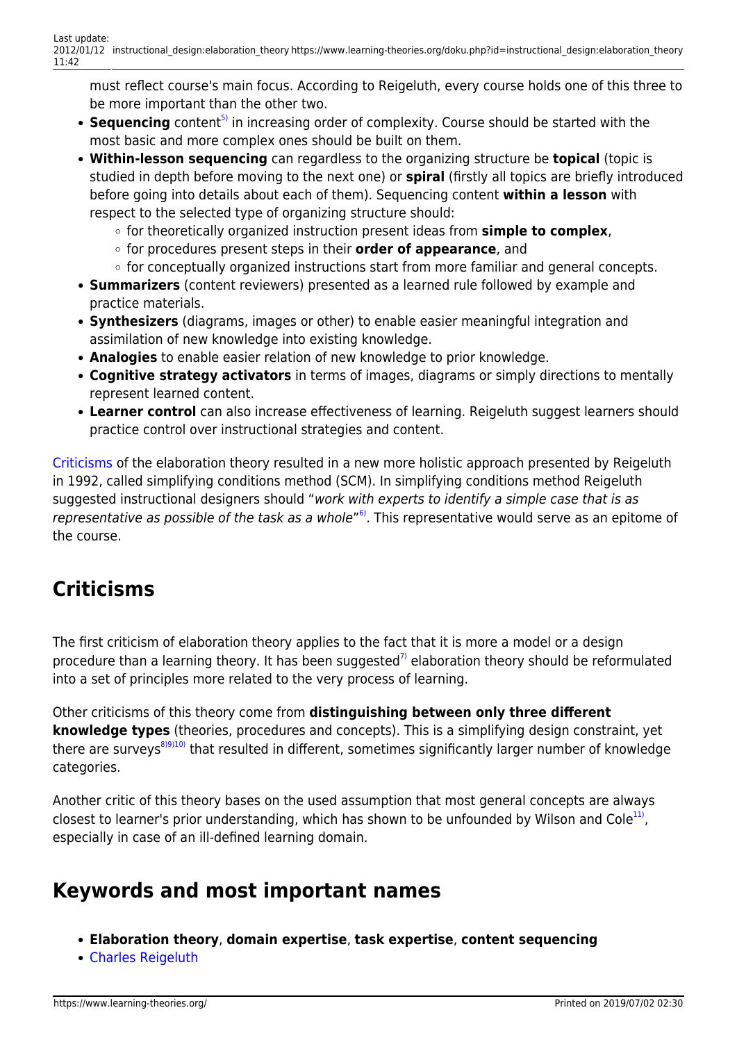must reflect course's main focus. According to Reigeluth, every course holds one of this three to be more important than the other two.

- **Sequencing** content[5] in increasing order of complexity. Course should be started with the most basic and more complex ones should be built on them.
- **Within-lesson sequencing** can regardless to the organizing structure be **topical** (topic is studied in depth before moving to the next one) or **spiral** (firstly all topics are briefly introduced before going into details about each of them). Sequencing content **within a lesson** with respect to the selected type of organizing structure should:
    - for theoretically organized instruction present ideas from **simple to complex**,
    - for procedures present steps in their **order of appearance**, and
    - for conceptually organized instructions start from more familiar and general concepts.
- **Summarizers** (content reviewers) presented as a learned rule followed by example and practice materials.
- **Synthesizers** (diagrams, images or other) to enable easier meaningful integration and assimilation of new knowledge into existing knowledge.
- **Analogies** to enable easier relation of new knowledge to prior knowledge.
- **Cognitive strategy activators** in terms of images, diagrams or simply directions to mentally represent learned content.
- **Learner control** can also increase effectiveness of learning. Reigeluth suggest learners should practice control over instructional strategies and content.

Criticisms of the elaboration theory resulted in a new more holistic approach presented by Reigeluth in 1992, called simplifying conditions method (SCM). In simplifying conditions method Reigeluth suggested instructional designers should "*work with experts to identify a simple case that is as representative as possible of the task as a whole*"[6]. This representative would serve as an epitome of the course.

## Criticisms

The first criticism of elaboration theory applies to the fact that it is more a model or a design procedure than a learning theory. It has been suggested[7] elaboration theory should be reformulated into a set of principles more related to the very process of learning.

Other criticisms of this theory come from **distinguishing between only three different knowledge types** (theories, procedures and concepts). This is a simplifying design constraint, yet there are surveys[8][9][10] that resulted in different, sometimes significantly larger number of knowledge categories.

Another critic of this theory bases on the used assumption that most general concepts are always closest to learner's prior understanding, which has shown to be unfounded by Wilson and Cole[11], especially in case of an ill-defined learning domain.

## Keywords and most important names

- **Elaboration theory**, **domain expertise**, **task expertise**, **content sequencing**
- Charles Reigeluth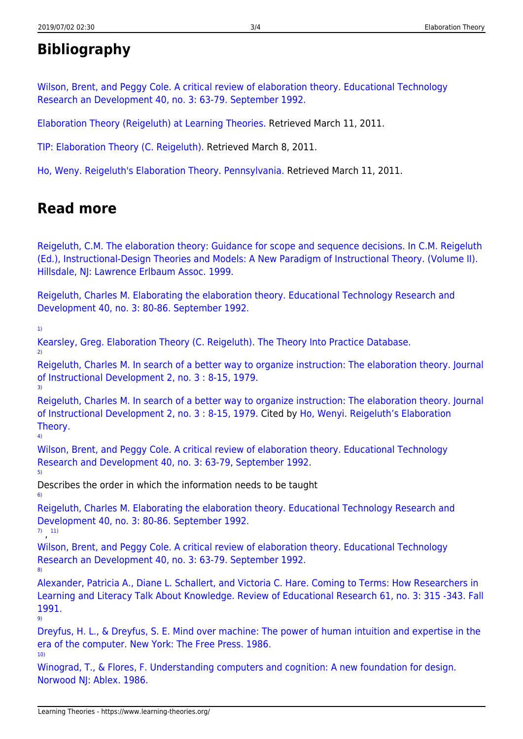## Bibliography

Wilson, Brent, and Peggy Cole. A critical review of elaboration theory. Educational Technology Research an Development 40, no. 3: 63-79. September 1992.

Elaboration Theory (Reigeluth) at Learning Theories. Retrieved March 11, 2011.

TIP: Elaboration Theory (C. Reigeluth). Retrieved March 8, 2011.

Ho, Weny. Reigeluth's Elaboration Theory. Pennsylvania. Retrieved March 11, 2011.

## Read more

Reigeluth, C.M. The elaboration theory: Guidance for scope and sequence decisions. In C.M. Reigeluth (Ed.), Instructional-Design Theories and Models: A New Paradigm of Instructional Theory. (Volume II). Hillsdale, NJ: Lawrence Erlbaum Assoc. 1999.

Reigeluth, Charles M. Elaborating the elaboration theory. Educational Technology Research and Development 40, no. 3: 80-86. September 1992.

[1] Kearsley, Greg. Elaboration Theory (C. Reigeluth). The Theory Into Practice Database.

[2] Reigeluth, Charles M. In search of a better way to organize instruction: The elaboration theory. Journal of Instructional Development 2, no. 3 : 8-15, 1979.

[3] Reigeluth, Charles M. In search of a better way to organize instruction: The elaboration theory. Journal of Instructional Development 2, no. 3 : 8-15, 1979. Cited by Ho, Wenyi. Reigeluth's Elaboration Theory.

[4] Wilson, Brent, and Peggy Cole. A critical review of elaboration theory. Educational Technology Research and Development 40, no. 3: 63-79, September 1992.

[5] Describes the order in which the information needs to be taught

[6] Reigeluth, Charles M. Elaborating the elaboration theory. Educational Technology Research and Development 40, no. 3: 80-86. September 1992.

[7], [11] Wilson, Brent, and Peggy Cole. A critical review of elaboration theory. Educational Technology Research an Development 40, no. 3: 63-79. September 1992.

[8] Alexander, Patricia A., Diane L. Schallert, and Victoria C. Hare. Coming to Terms: How Researchers in Learning and Literacy Talk About Knowledge. Review of Educational Research 61, no. 3: 315 -343. Fall 1991.

[9] Dreyfus, H. L., & Dreyfus, S. E. Mind over machine: The power of human intuition and expertise in the era of the computer. New York: The Free Press. 1986.

[10] Winograd, T., & Flores, F. Understanding computers and cognition: A new foundation for design. Norwood NJ: Ablex. 1986.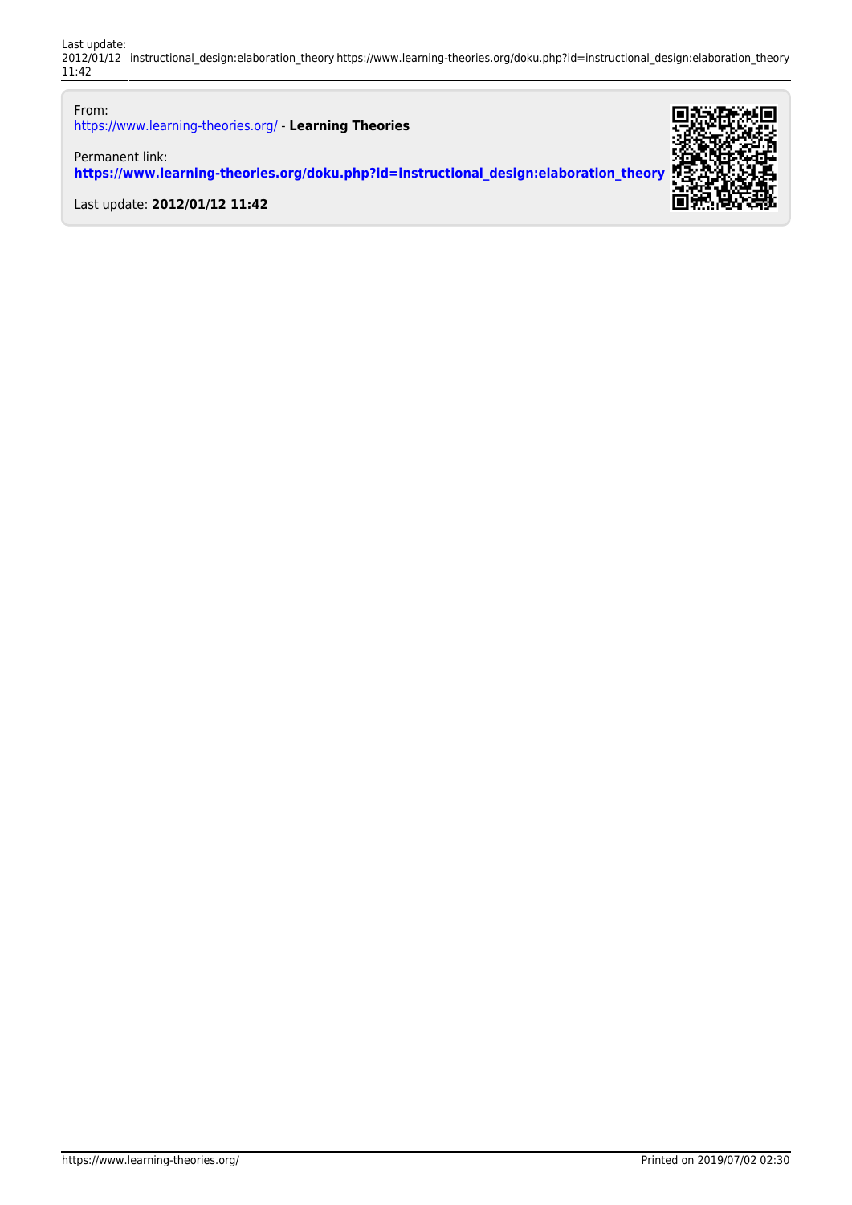From:
https://www.learning-theories.org/ - **Learning Theories**

Permanent link:
**https://www.learning-theories.org/doku.php?id=instructional_design:elaboration_theory**

Last update: **2012/01/12 11:42**